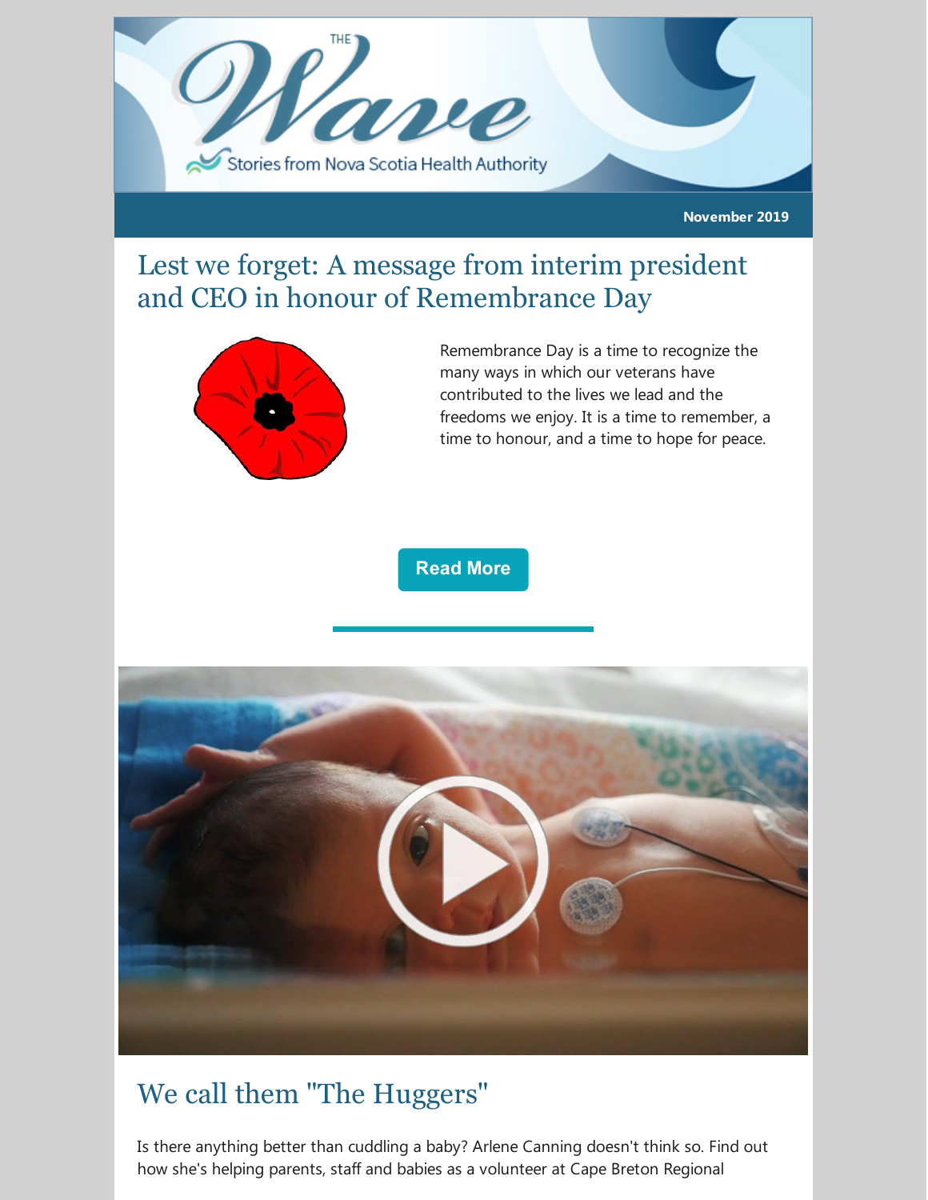# The Wave

Stories from Nova Scotia Health Authority

November 2019

## Lest we forget: A message from interim president and CEO in honour of Remembrance Day

Remembrance Day is a time to recognize the many ways in which our veterans have contributed to the lives we lead and the freedoms we enjoy. It is a time to remember, a time to honour, and a time to hope for peace.

Read More

## We call them "The Huggers"

Is there anything better than cuddling a baby? Arlene Canning doesn't think so. Find out how she's helping parents, staff and babies as a volunteer at Cape Breton Regional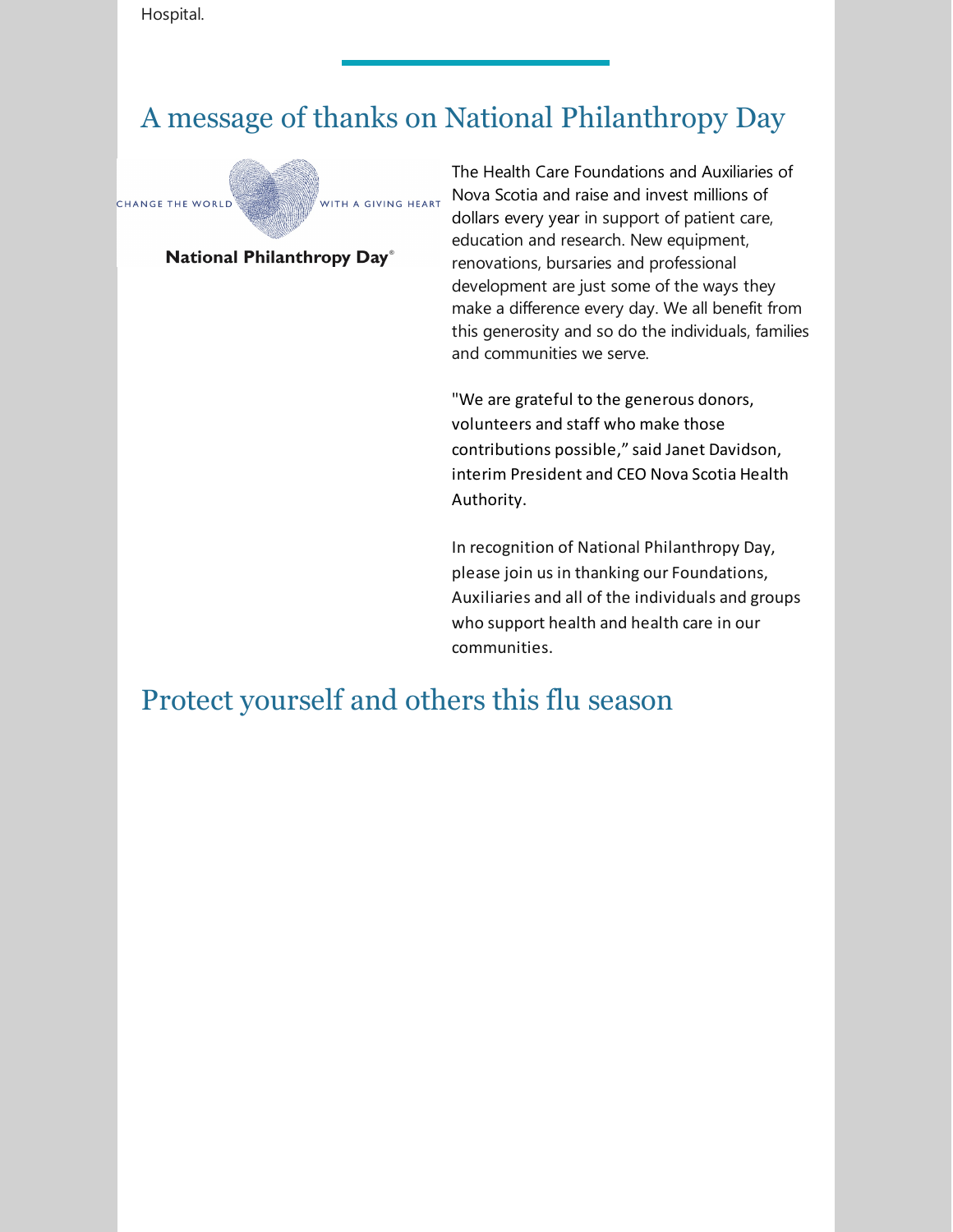Hospital.

## A message of thanks on National Philanthropy Day

The Health Care Foundations and Auxiliaries of Nova Scotia and raise and invest millions of dollars every year in support of patient care, education and research. New equipment, renovations, bursaries and professional development are just some of the ways they make a difference every day. We all benefit from this generosity and so do the individuals, families and communities we serve.

"We are grateful to the generous donors, volunteers and staff who make those contributions possible," said Janet Davidson, interim President and CEO Nova Scotia Health Authority.

In recognition of National Philanthropy Day, please join us in thanking our Foundations, Auxiliaries and all of the individuals and groups who support health and health care in our communities.

## Protect yourself and others this flu season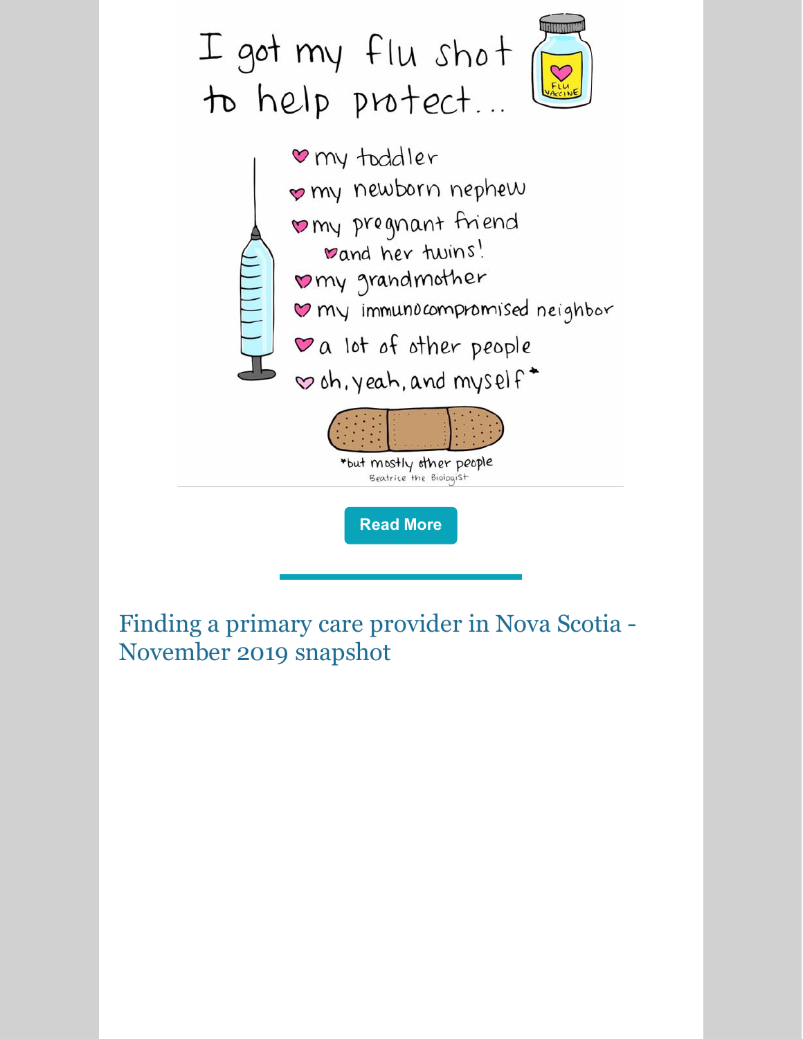I got my flu shot to help protect...

- my toddler
- my newborn nephew
- my pregnant friend
  - and her twins!
- my grandmother
- my immunocompromised neighbor
- a lot of other people
- oh, yeah, and myself*

*but mostly other people

Beatrice the Biologist

Read More

## Finding a primary care provider in Nova Scotia - November 2019 snapshot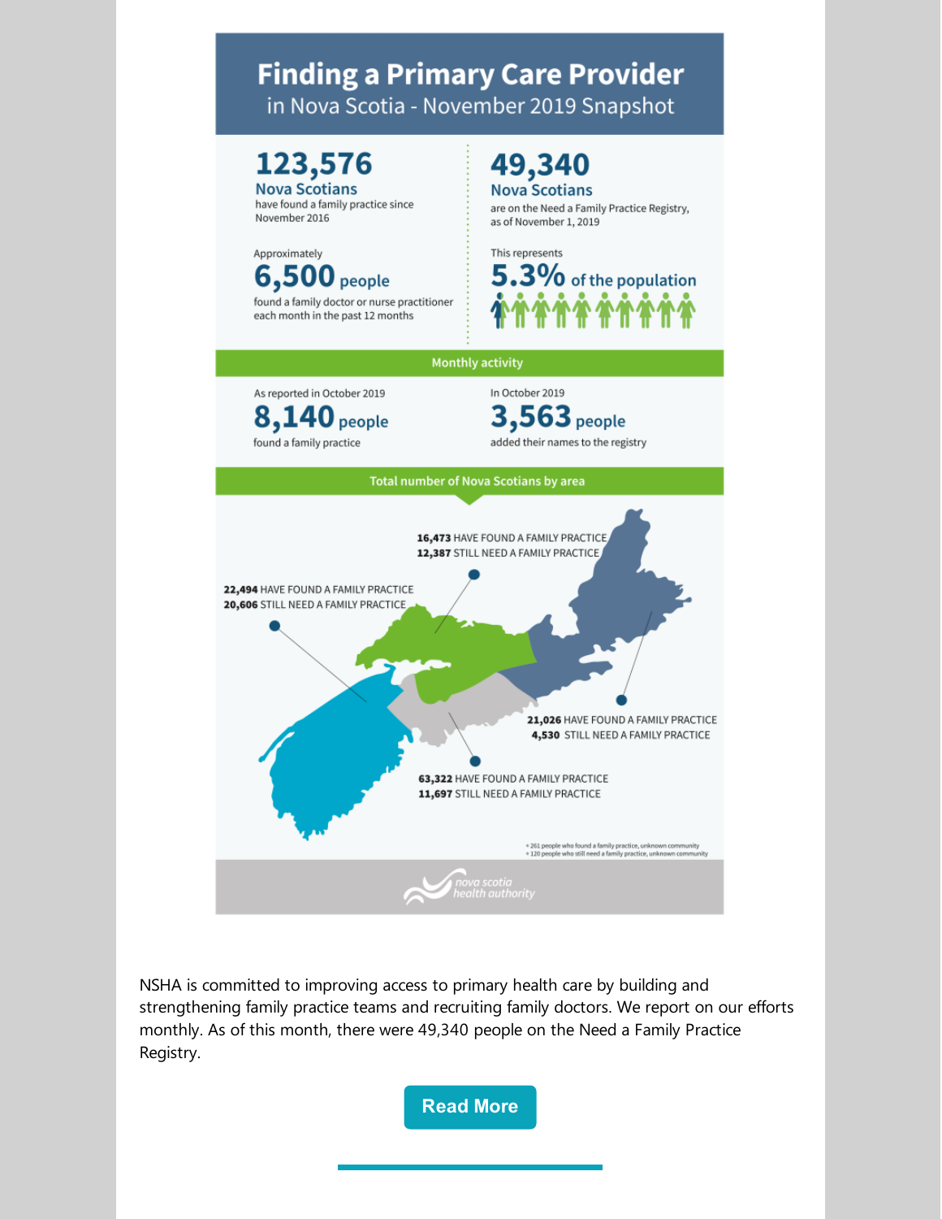# Finding a Primary Care Provider

in Nova Scotia - November 2019 Snapshot

**123,576**
**Nova Scotians**
have found a family practice since November 2016

**49,340**
**Nova Scotians**
are on the Need a Family Practice Registry, as of November 1, 2019

Approximately
**6,500 people**
found a family doctor or nurse practitioner each month in the past 12 months

This represents
**5.3% of the population**

## Monthly activity

As reported in October 2019
**8,140 people**
found a family practice

In October 2019
**3,563 people**
added their names to the registry

## Total number of Nova Scotians by area

**16,473** HAVE FOUND A FAMILY PRACTICE
**12,387** STILL NEED A FAMILY PRACTICE

**22,494** HAVE FOUND A FAMILY PRACTICE
**20,606** STILL NEED A FAMILY PRACTICE

**21,026** HAVE FOUND A FAMILY PRACTICE
**4,530** STILL NEED A FAMILY PRACTICE

**63,322** HAVE FOUND A FAMILY PRACTICE
**11,697** STILL NEED A FAMILY PRACTICE

+ 261 people who found a family practice, unknown community
+ 120 people who still need a family practice, unknown community

nova scotia health authority

NSHA is committed to improving access to primary health care by building and strengthening family practice teams and recruiting family doctors. We report on our efforts monthly. As of this month, there were 49,340 people on the Need a Family Practice Registry.

Read More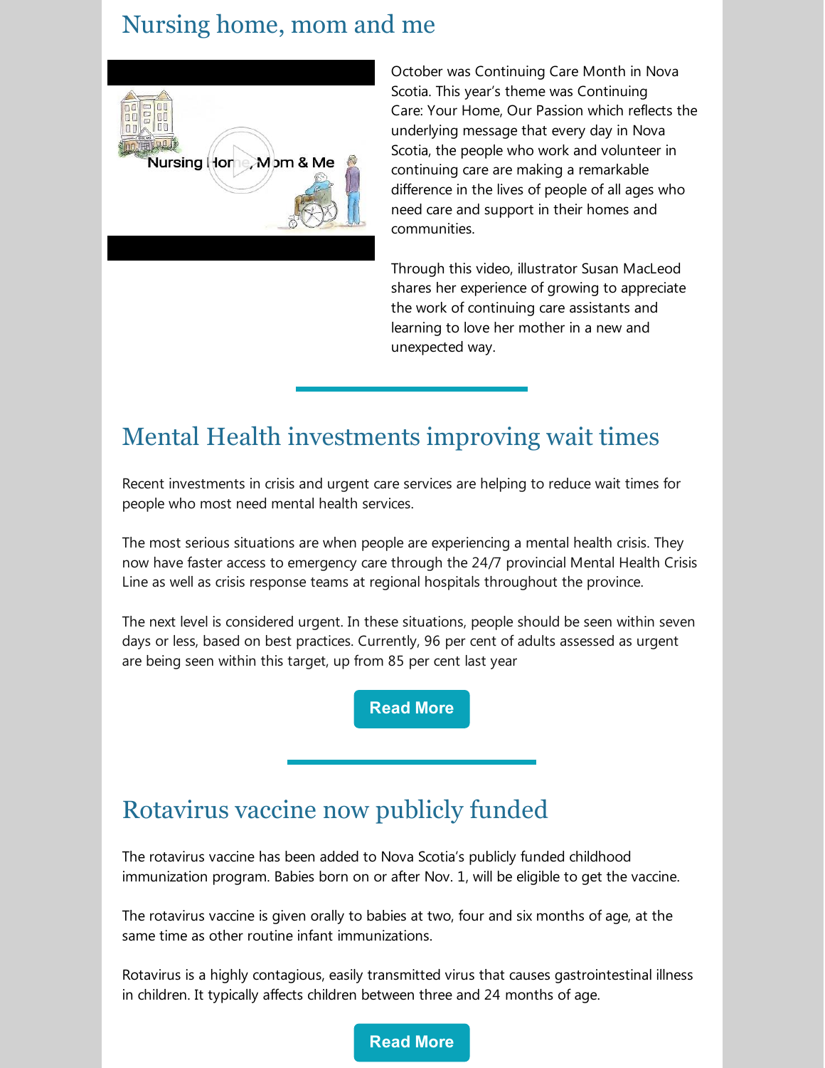## Nursing home, mom and me

October was Continuing Care Month in Nova Scotia. This year's theme was Continuing Care: Your Home, Our Passion which reflects the underlying message that every day in Nova Scotia, the people who work and volunteer in continuing care are making a remarkable difference in the lives of people of all ages who need care and support in their homes and communities.

Through this video, illustrator Susan MacLeod shares her experience of growing to appreciate the work of continuing care assistants and learning to love her mother in a new and unexpected way.

## Mental Health investments improving wait times

Recent investments in crisis and urgent care services are helping to reduce wait times for people who most need mental health services.

The most serious situations are when people are experiencing a mental health crisis. They now have faster access to emergency care through the 24/7 provincial Mental Health Crisis Line as well as crisis response teams at regional hospitals throughout the province.

The next level is considered urgent. In these situations, people should be seen within seven days or less, based on best practices. Currently, 96 per cent of adults assessed as urgent are being seen within this target, up from 85 per cent last year

**Read More**

## Rotavirus vaccine now publicly funded

The rotavirus vaccine has been added to Nova Scotia's publicly funded childhood immunization program. Babies born on or after Nov. 1, will be eligible to get the vaccine.

The rotavirus vaccine is given orally to babies at two, four and six months of age, at the same time as other routine infant immunizations.

Rotavirus is a highly contagious, easily transmitted virus that causes gastrointestinal illness in children. It typically affects children between three and 24 months of age.

**Read More**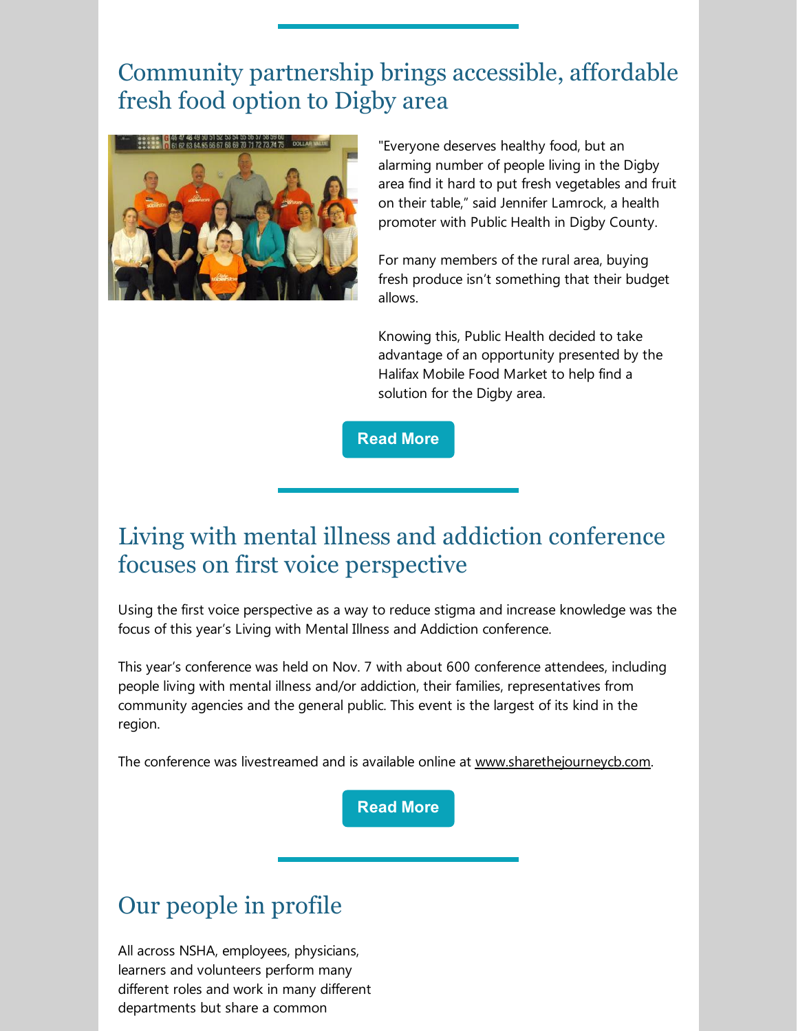## Community partnership brings accessible, affordable fresh food option to Digby area

"Everyone deserves healthy food, but an alarming number of people living in the Digby area find it hard to put fresh vegetables and fruit on their table," said Jennifer Lamrock, a health promoter with Public Health in Digby County.

For many members of the rural area, buying fresh produce isn't something that their budget allows.

Knowing this, Public Health decided to take advantage of an opportunity presented by the Halifax Mobile Food Market to help find a solution for the Digby area.

Read More

## Living with mental illness and addiction conference focuses on first voice perspective

Using the first voice perspective as a way to reduce stigma and increase knowledge was the focus of this year's Living with Mental Illness and Addiction conference.

This year's conference was held on Nov. 7 with about 600 conference attendees, including people living with mental illness and/or addiction, their families, representatives from community agencies and the general public. This event is the largest of its kind in the region.

The conference was livestreamed and is available online at www.sharethejourneycb.com.

Read More

## Our people in profile

All across NSHA, employees, physicians, learners and volunteers perform many different roles and work in many different departments but share a common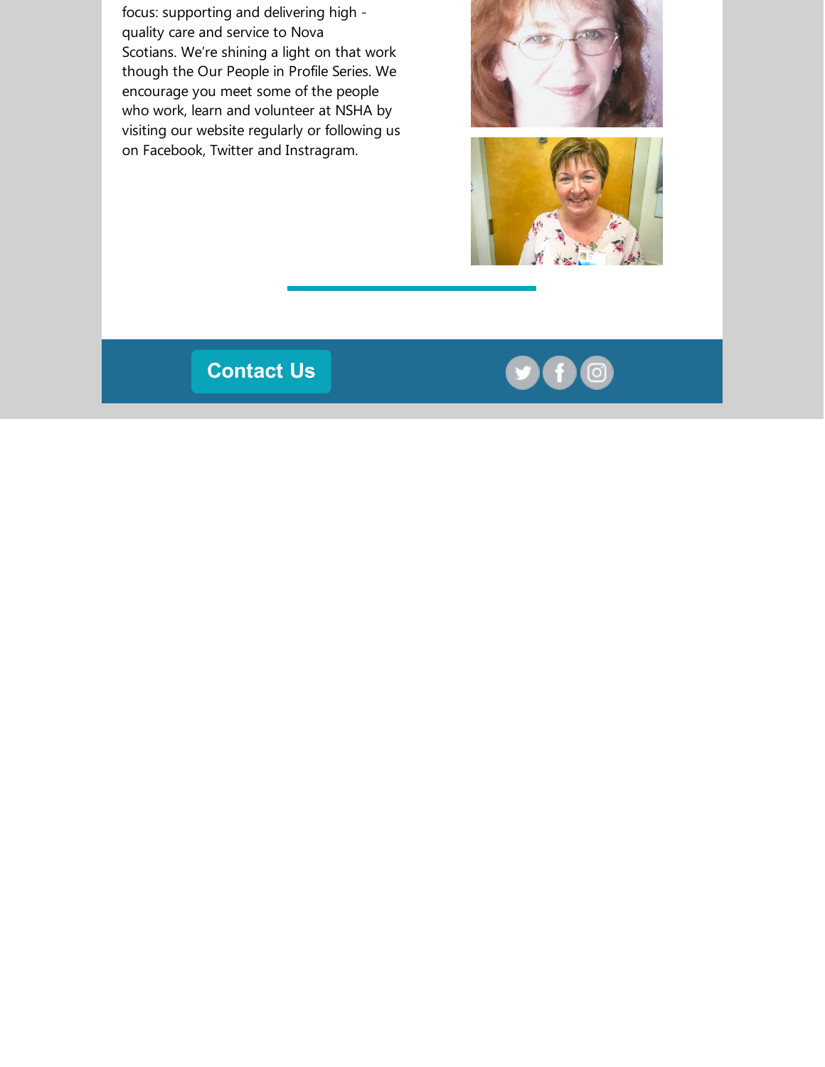focus: supporting and delivering high - quality care and service to Nova Scotians. We're shining a light on that work though the Our People in Profile Series. We encourage you meet some of the people who work, learn and volunteer at NSHA by visiting our website regularly or following us on Facebook, Twitter and Instragram.

Contact Us